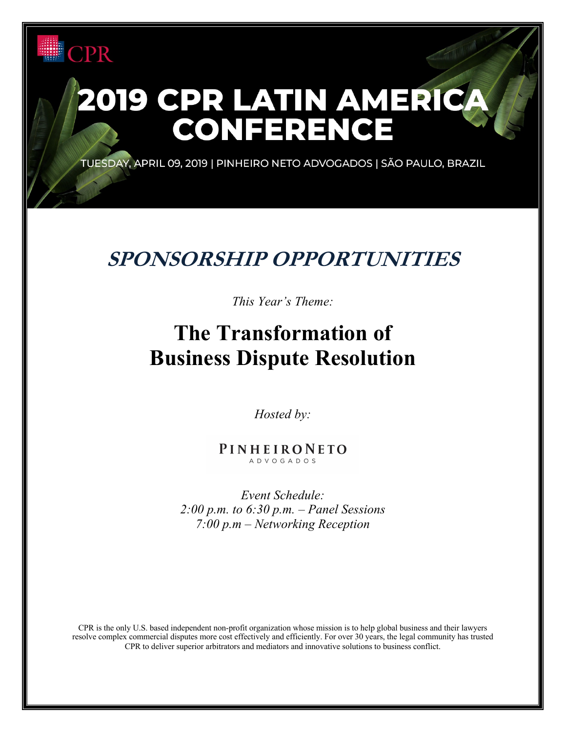CPR

# 2019 CPR LATIN AMERICA CONFERENCE

TUESDAY, APRIL 09, 2019 | PINHEIRO NETO ADVOGADOS | SÃO PAULO, BRAZIL

## *SPONSORSHIP OPPORTUNITIES*

*This Year's Theme:*

# The Transformation of Business Dispute Resolution

*Hosted by:*

PINHEIRONETO
ADVOGADOS

*Event Schedule:*
*2:00 p.m. to 6:30 p.m. – Panel Sessions*
*7:00 p.m – Networking Reception*

CPR is the only U.S. based independent non-profit organization whose mission is to help global business and their lawyers resolve complex commercial disputes more cost effectively and efficiently. For over 30 years, the legal community has trusted CPR to deliver superior arbitrators and mediators and innovative solutions to business conflict.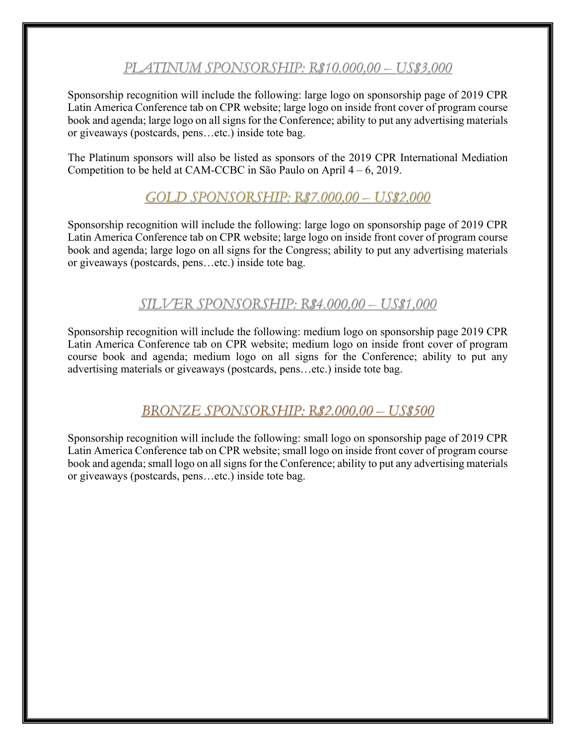## *PLATINUM SPONSORSHIP: R$10.000,00 – US$3,000*

Sponsorship recognition will include the following: large logo on sponsorship page of 2019 CPR Latin America Conference tab on CPR website; large logo on inside front cover of program course book and agenda; large logo on all signs for the Conference; ability to put any advertising materials or giveaways (postcards, pens…etc.) inside tote bag.

The Platinum sponsors will also be listed as sponsors of the 2019 CPR International Mediation Competition to be held at CAM-CCBC in São Paulo on April 4 – 6, 2019.

## *GOLD SPONSORSHIP: R$7.000,00 – US$2,000*

Sponsorship recognition will include the following: large logo on sponsorship page of 2019 CPR Latin America Conference tab on CPR website; large logo on inside front cover of program course book and agenda; large logo on all signs for the Congress; ability to put any advertising materials or giveaways (postcards, pens…etc.) inside tote bag.

## *SILVER SPONSORSHIP: R$4.000,00 – US$1,000*

Sponsorship recognition will include the following: medium logo on sponsorship page 2019 CPR Latin America Conference tab on CPR website; medium logo on inside front cover of program course book and agenda; medium logo on all signs for the Conference; ability to put any advertising materials or giveaways (postcards, pens…etc.) inside tote bag.

## *BRONZE SPONSORSHIP: R$2.000,00 – US$500*

Sponsorship recognition will include the following: small logo on sponsorship page of 2019 CPR Latin America Conference tab on CPR website; small logo on inside front cover of program course book and agenda; small logo on all signs for the Conference; ability to put any advertising materials or giveaways (postcards, pens…etc.) inside tote bag.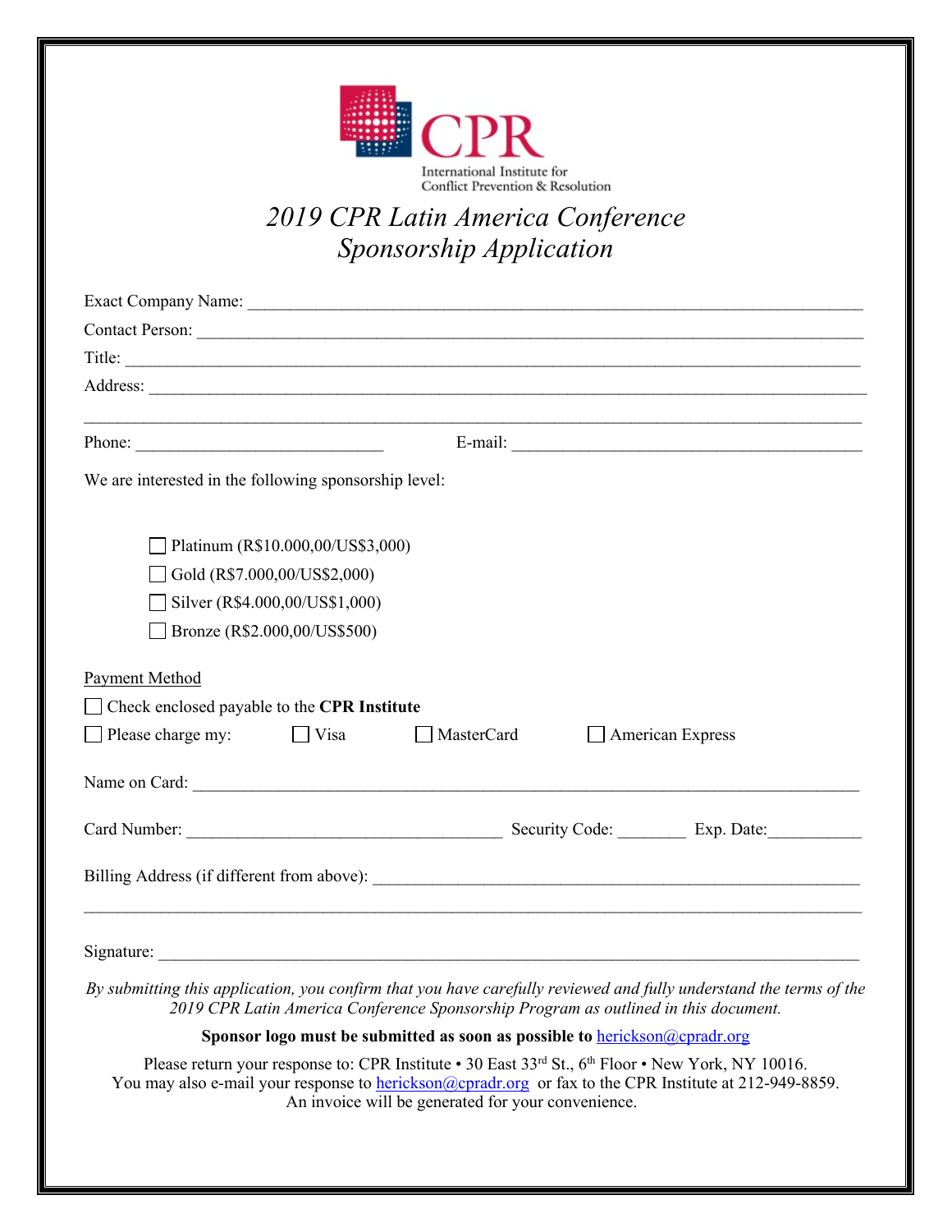CPR
International Institute for Conflict Prevention & Resolution

# *2019 CPR Latin America Conference*
# *Sponsorship Application*

Exact Company Name: ___________________________________________________________________________

Contact Person: ______________________________________________________________________________

Title: _______________________________________________________________________________________

Address: _____________________________________________________________________________________

______________________________________________________________________________________________

Phone: ____________________________ E-mail: _________________________________________

We are interested in the following sponsorship level:

☐ Platinum (R$10.000,00/US$3,000)

☐ Gold (R$7.000,00/US$2,000)

☐ Silver (R$4.000,00/US$1,000)

☐ Bronze (R$2.000,00/US$500)

Payment Method

☐ Check enclosed payable to the **CPR Institute**

☐ Please charge my: ☐ Visa ☐ MasterCard ☐ American Express

Name on Card: ________________________________________________________________________________

Card Number: ___________________________________ Security Code: ________ Exp. Date:___________

Billing Address (if different from above): ___________________________________________________

______________________________________________________________________________________________

Signature: ___________________________________________________________________________________

*By submitting this application, you confirm that you have carefully reviewed and fully understand the terms of the 2019 CPR Latin America Conference Sponsorship Program as outlined in this document.*

**Sponsor logo must be submitted as soon as possible to** herickson@cpradr.org

Please return your response to: CPR Institute • 30 East 33rd St., 6th Floor • New York, NY 10016.
You may also e-mail your response to herickson@cpradr.org or fax to the CPR Institute at 212-949-8859.
An invoice will be generated for your convenience.